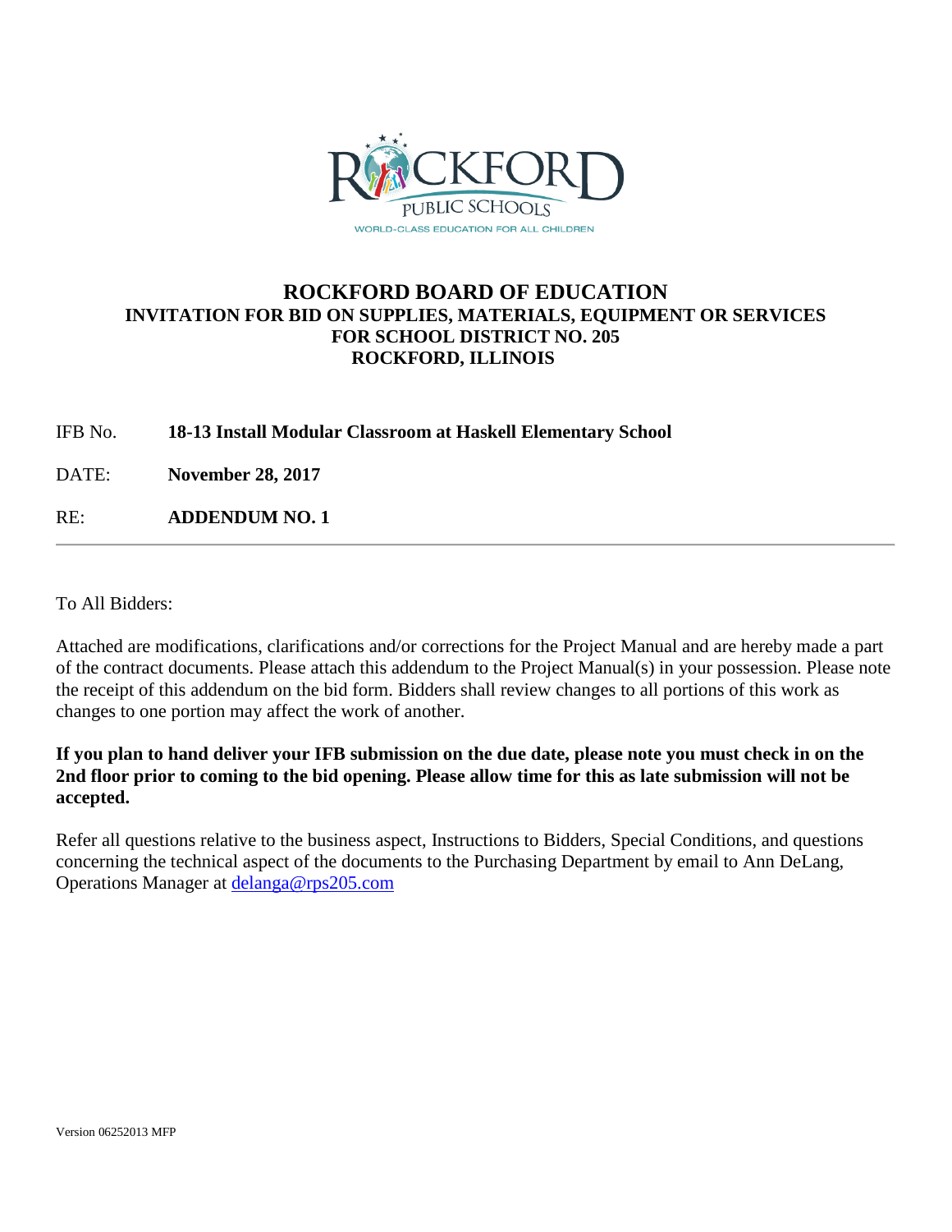# ROCKFORD BOARD OF EDUCATION

## INVITATION FOR BID ON SUPPLIES, MATERIALS, EQUIPMENT OR SERVICES FOR SCHOOL DISTRICT NO. 205 ROCKFORD, ILLINOIS

IFB No. **18-13 Install Modular Classroom at Haskell Elementary School**

DATE: **November 28, 2017**

RE: **ADDENDUM NO. 1**

---

To All Bidders:

Attached are modifications, clarifications and/or corrections for the Project Manual and are hereby made a part of the contract documents. Please attach this addendum to the Project Manual(s) in your possession. Please note the receipt of this addendum on the bid form. Bidders shall review changes to all portions of this work as changes to one portion may affect the work of another.

**If you plan to hand deliver your IFB submission on the due date, please note you must check in on the 2nd floor prior to coming to the bid opening. Please allow time for this as late submission will not be accepted.**

Refer all questions relative to the business aspect, Instructions to Bidders, Special Conditions, and questions concerning the technical aspect of the documents to the Purchasing Department by email to Ann DeLang, Operations Manager at delanga@rps205.com

Version 06252013 MFP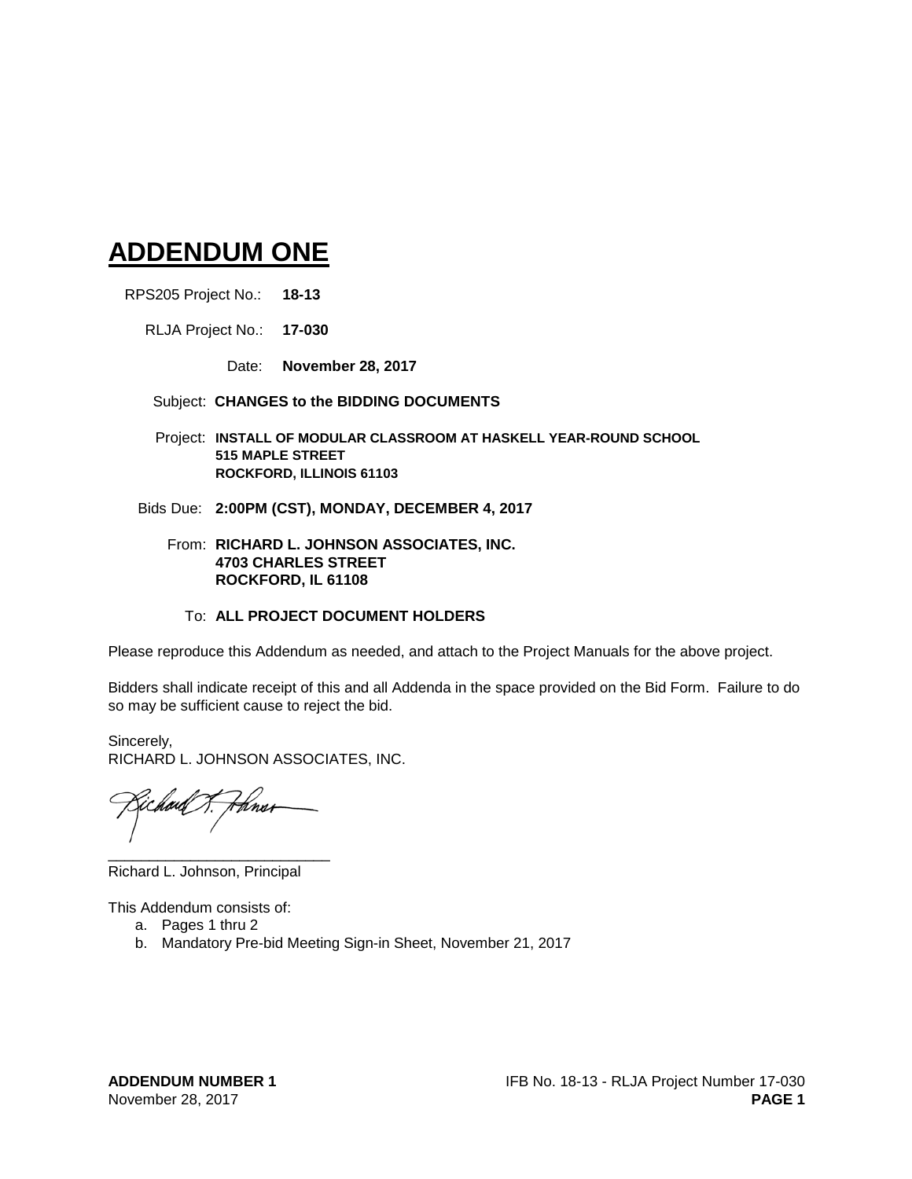# ADDENDUM ONE

RPS205 Project No.: **18-13**

RLJA Project No.: **17-030**

Date: **November 28, 2017**

Subject: **CHANGES to the BIDDING DOCUMENTS**

Project: **INSTALL OF MODULAR CLASSROOM AT HASKELL YEAR-ROUND SCHOOL**
**515 MAPLE STREET**
**ROCKFORD, ILLINOIS 61103**

Bids Due: **2:00PM (CST), MONDAY, DECEMBER 4, 2017**

From: **RICHARD L. JOHNSON ASSOCIATES, INC.**
**4703 CHARLES STREET**
**ROCKFORD, IL 61108**

To: **ALL PROJECT DOCUMENT HOLDERS**

Please reproduce this Addendum as needed, and attach to the Project Manuals for the above project.

Bidders shall indicate receipt of this and all Addenda in the space provided on the Bid Form. Failure to do so may be sufficient cause to reject the bid.

Sincerely,
RICHARD L. JOHNSON ASSOCIATES, INC.

___________________________
Richard L. Johnson, Principal

This Addendum consists of:

a. Pages 1 thru 2
b. Mandatory Pre-bid Meeting Sign-in Sheet, November 21, 2017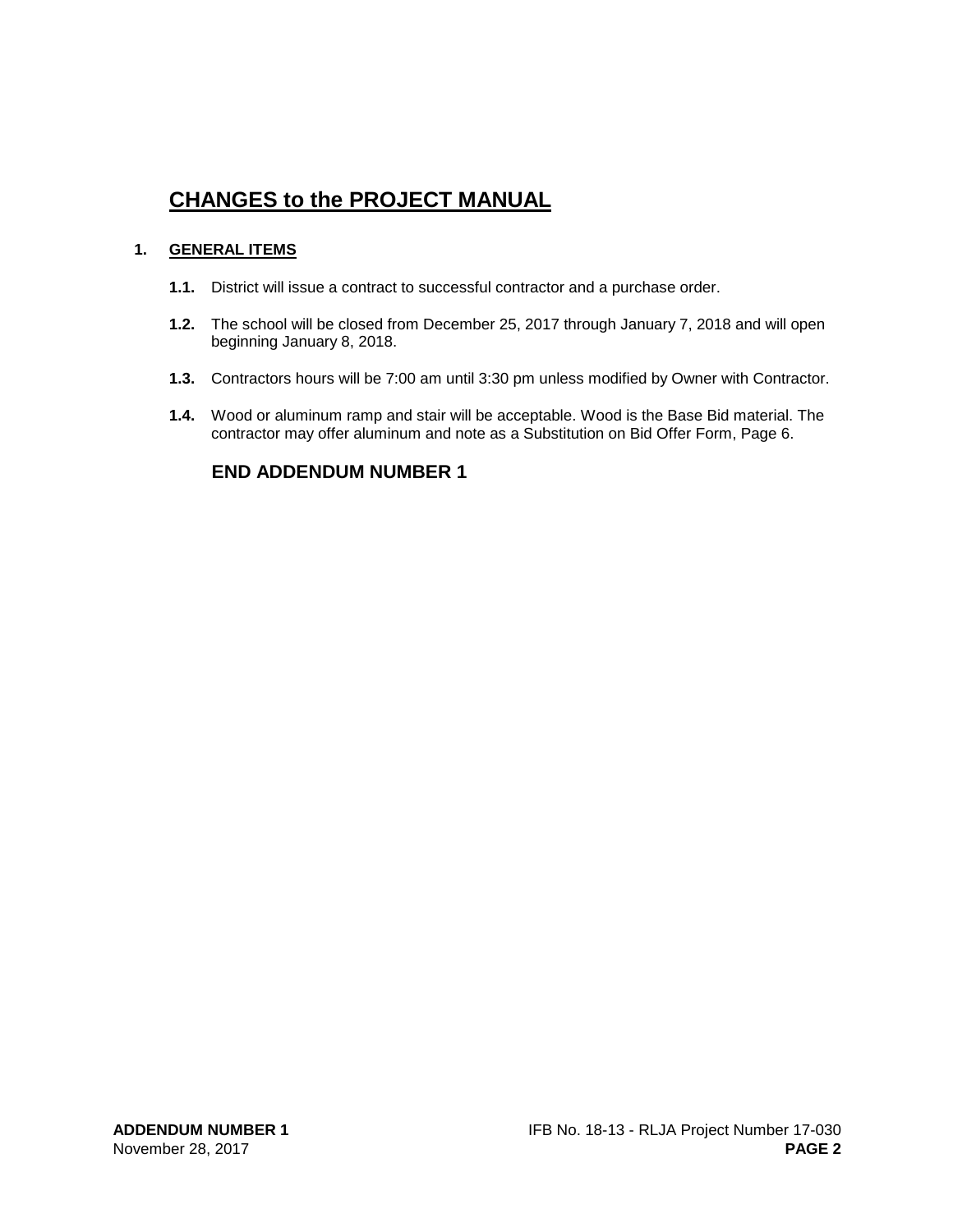# CHANGES to the PROJECT MANUAL

**1. GENERAL ITEMS**

**1.1.** District will issue a contract to successful contractor and a purchase order.

**1.2.** The school will be closed from December 25, 2017 through January 7, 2018 and will open beginning January 8, 2018.

**1.3.** Contractors hours will be 7:00 am until 3:30 pm unless modified by Owner with Contractor.

**1.4.** Wood or aluminum ramp and stair will be acceptable. Wood is the Base Bid material. The contractor may offer aluminum and note as a Substitution on Bid Offer Form, Page 6.

## END ADDENDUM NUMBER 1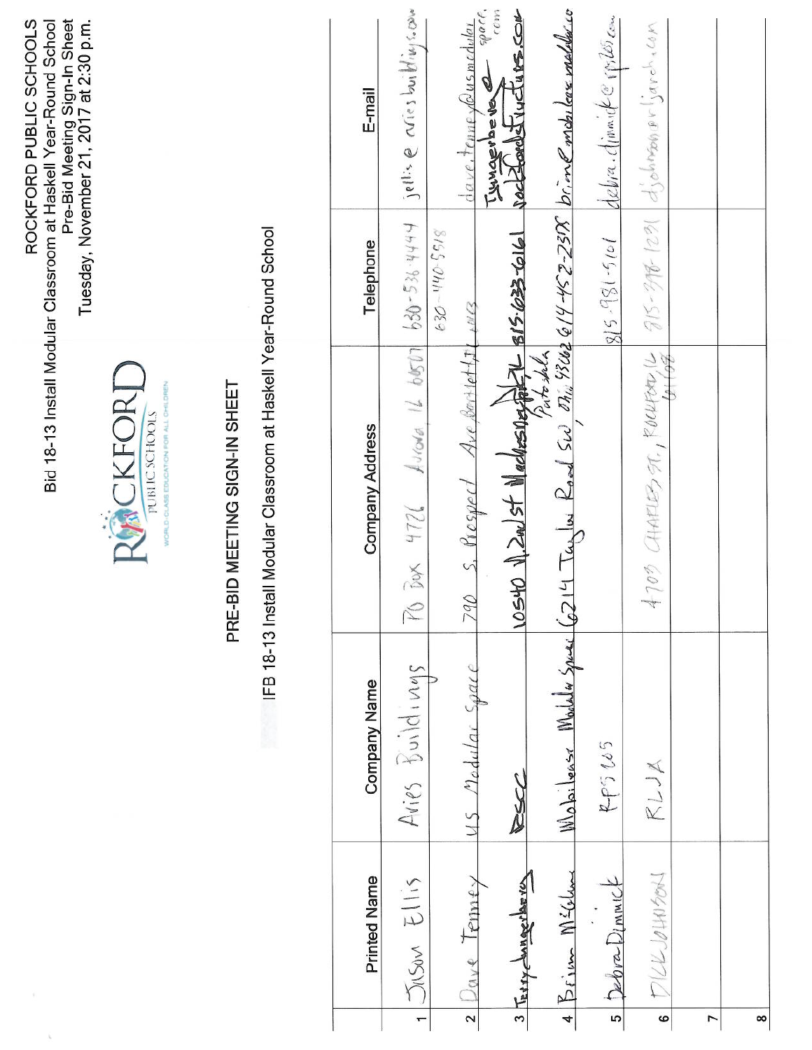ROCKFORD PUBLIC SCHOOLS
Bid 18-13 Install Modular Classroom at Haskell Year-Round School
Pre-Bid Meeting Sign-In Sheet
Tuesday, November 21, 2017 at 2:30 p.m.

ROCKFORD PUBLIC SCHOOLS
WORLD CLASS EDUCATION FOR ALL CHILDREN

# PRE-BID MEETING SIGN-IN SHEET

## IFB 18-13 Install Modular Classroom at Haskell Year-Round School

| | Printed Name | Company Name | Company Address | Telephone | E-mail |
|---|---|---|---|---|---|
| 1 | Jason Ellis | Aries Buildings | PO Box 4726 Aurora IL 60507 | 630-536-4444 | jellis@ariesbuildings.com |
| 2 | Dave Tenney | US Modular Space | 790 S. Prospect Ave Bartlett, IL 60103 | 630-440-5518 | dave.tenney@usmodularspace.com |
| 3 | Terry Jungerberg | RSCC | 10540 N. 2nd St Machesney Park IL | 815-633-6161 | Tjungerberg@rockfordstructures.com |
| 4 | Brian McGlone | Mobilease Modular Space | 6214 Taylor Road SW Pataskala Ohio 43062 | 614-452-2518 | brianm@mobileasemodular.co |
| 5 | Debra Dimmick | RPS 205 | | 815.981.5101 | debra.dimmick@rps205.com |
| 6 | DICK JOHNSON | RLJA | 4703 CHARLES ST., ROCKFORD, IL 61108 | 815-398-1231 | djohnson@rljarch.com |
| 7 | | | | | |
| 8 | | | | | |